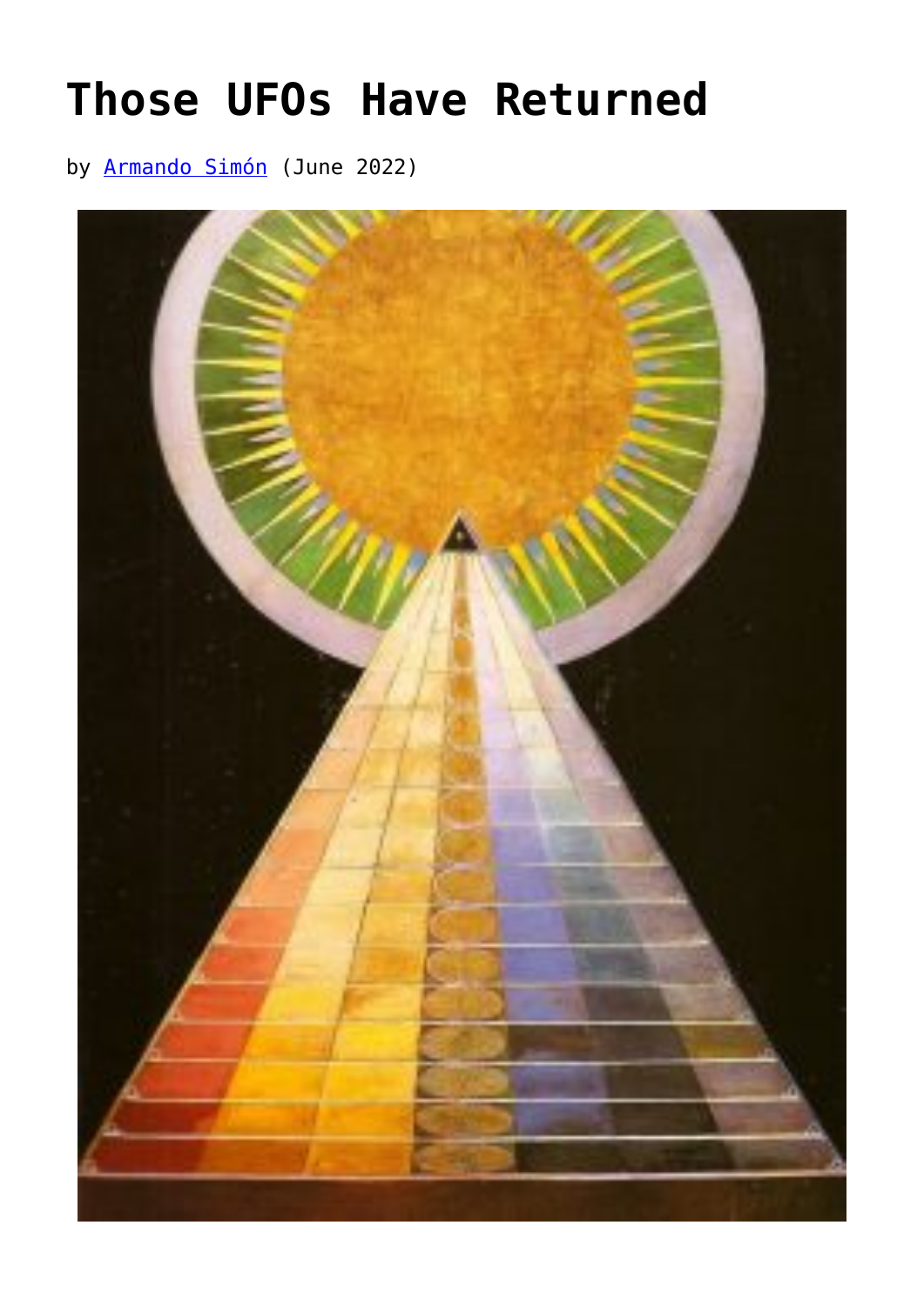# Those UFOs Have Returned

by [Armando Simón](Armando Simón) (June 2022)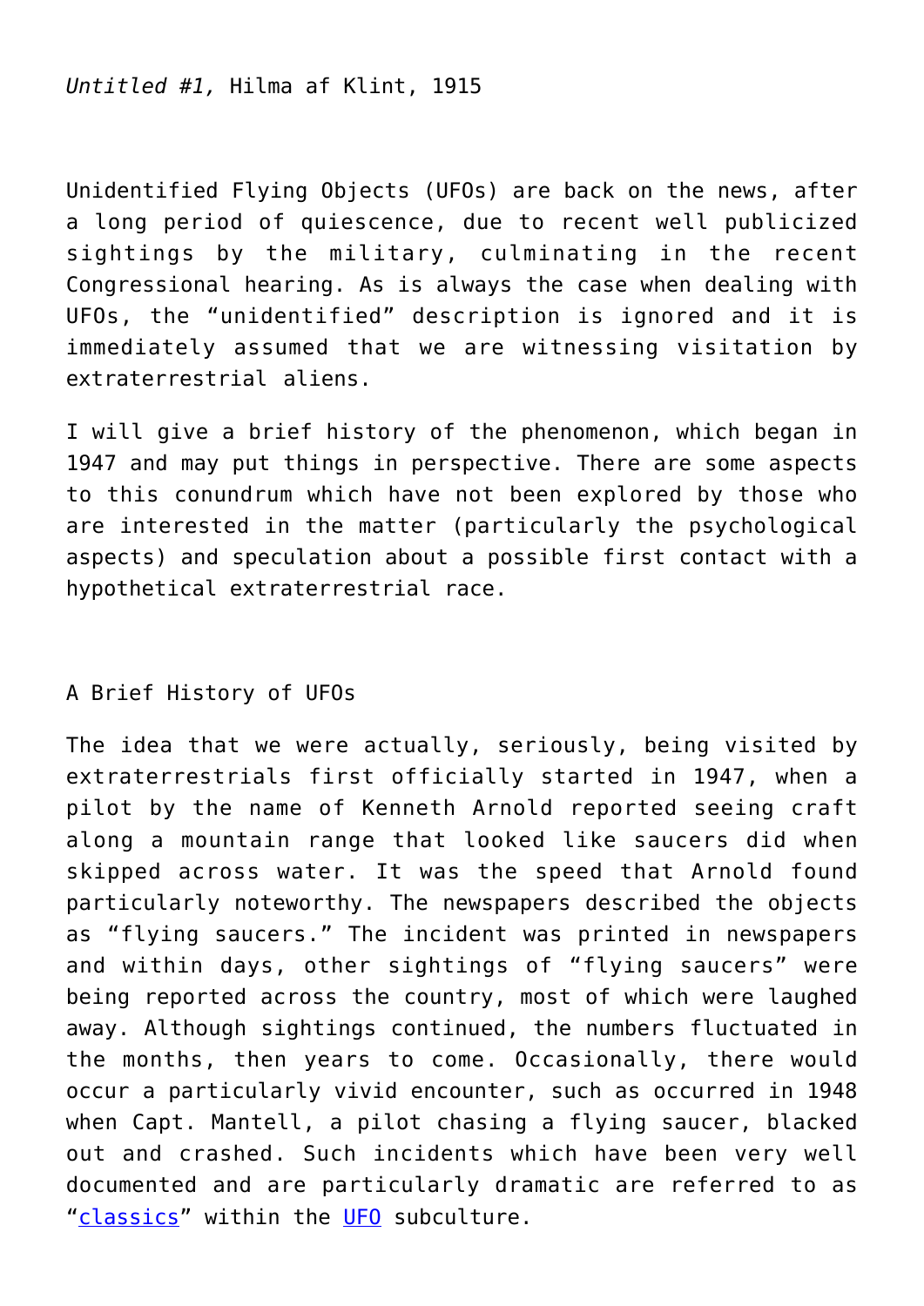*Untitled #1,* Hilma af Klint, 1915

Unidentified Flying Objects (UFOs) are back on the news, after a long period of quiescence, due to recent well publicized sightings by the military, culminating in the recent Congressional hearing. As is always the case when dealing with UFOs, the "unidentified" description is ignored and it is immediately assumed that we are witnessing visitation by extraterrestrial aliens.

I will give a brief history of the phenomenon, which began in 1947 and may put things in perspective. There are some aspects to this conundrum which have not been explored by those who are interested in the matter (particularly the psychological aspects) and speculation about a possible first contact with a hypothetical extraterrestrial race.

## A Brief History of UFOs

The idea that we were actually, seriously, being visited by extraterrestrials first officially started in 1947, when a pilot by the name of Kenneth Arnold reported seeing craft along a mountain range that looked like saucers did when skipped across water. It was the speed that Arnold found particularly noteworthy. The newspapers described the objects as "flying saucers." The incident was printed in newspapers and within days, other sightings of "flying saucers" were being reported across the country, most of which were laughed away. Although sightings continued, the numbers fluctuated in the months, then years to come. Occasionally, there would occur a particularly vivid encounter, such as occurred in 1948 when Capt. Mantell, a pilot chasing a flying saucer, blacked out and crashed. Such incidents which have been very well documented and are particularly dramatic are referred to as "classics" within the UFO subculture.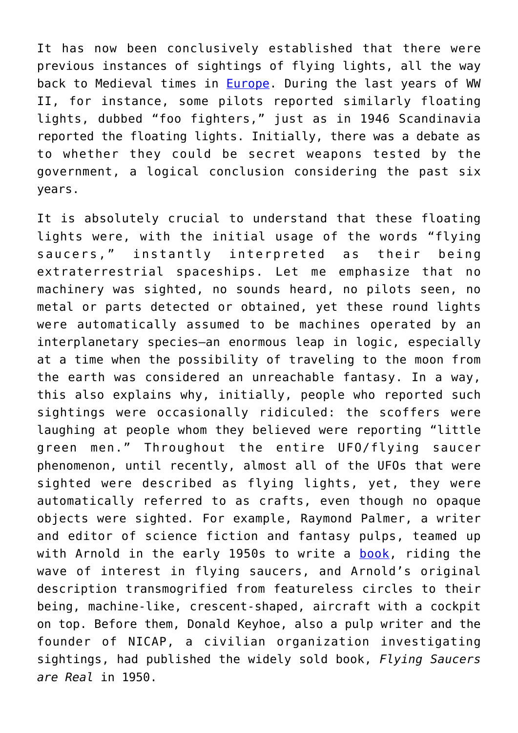It has now been conclusively established that there were previous instances of sightings of flying lights, all the way back to Medieval times in Europe. During the last years of WW II, for instance, some pilots reported similarly floating lights, dubbed "foo fighters," just as in 1946 Scandinavia reported the floating lights. Initially, there was a debate as to whether they could be secret weapons tested by the government, a logical conclusion considering the past six years.

It is absolutely crucial to understand that these floating lights were, with the initial usage of the words "flying saucers," instantly interpreted as their being extraterrestrial spaceships. Let me emphasize that no machinery was sighted, no sounds heard, no pilots seen, no metal or parts detected or obtained, yet these round lights were automatically assumed to be machines operated by an interplanetary species—an enormous leap in logic, especially at a time when the possibility of traveling to the moon from the earth was considered an unreachable fantasy. In a way, this also explains why, initially, people who reported such sightings were occasionally ridiculed: the scoffers were laughing at people whom they believed were reporting "little green men." Throughout the entire UFO/flying saucer phenomenon, until recently, almost all of the UFOs that were sighted were described as flying lights, yet, they were automatically referred to as crafts, even though no opaque objects were sighted. For example, Raymond Palmer, a writer and editor of science fiction and fantasy pulps, teamed up with Arnold in the early 1950s to write a book, riding the wave of interest in flying saucers, and Arnold's original description transmogrified from featureless circles to their being, machine-like, crescent-shaped, aircraft with a cockpit on top. Before them, Donald Keyhoe, also a pulp writer and the founder of NICAP, a civilian organization investigating sightings, had published the widely sold book, *Flying Saucers are Real* in 1950.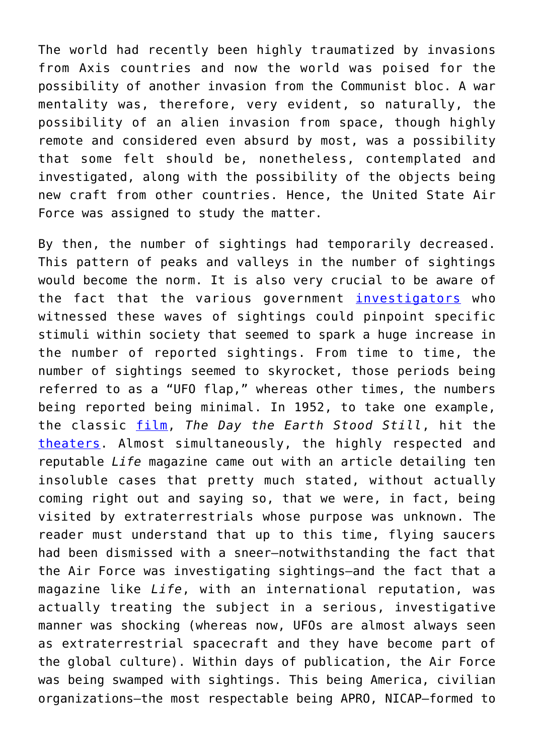The world had recently been highly traumatized by invasions from Axis countries and now the world was poised for the possibility of another invasion from the Communist bloc. A war mentality was, therefore, very evident, so naturally, the possibility of an alien invasion from space, though highly remote and considered even absurd by most, was a possibility that some felt should be, nonetheless, contemplated and investigated, along with the possibility of the objects being new craft from other countries. Hence, the United State Air Force was assigned to study the matter.

By then, the number of sightings had temporarily decreased. This pattern of peaks and valleys in the number of sightings would become the norm. It is also very crucial to be aware of the fact that the various government investigators who witnessed these waves of sightings could pinpoint specific stimuli within society that seemed to spark a huge increase in the number of reported sightings. From time to time, the number of sightings seemed to skyrocket, those periods being referred to as a "UFO flap," whereas other times, the numbers being reported being minimal. In 1952, to take one example, the classic film, *The Day the Earth Stood Still*, hit the theaters. Almost simultaneously, the highly respected and reputable *Life* magazine came out with an article detailing ten insoluble cases that pretty much stated, without actually coming right out and saying so, that we were, in fact, being visited by extraterrestrials whose purpose was unknown. The reader must understand that up to this time, flying saucers had been dismissed with a sneer—notwithstanding the fact that the Air Force was investigating sightings—and the fact that a magazine like *Life*, with an international reputation, was actually treating the subject in a serious, investigative manner was shocking (whereas now, UFOs are almost always seen as extraterrestrial spacecraft and they have become part of the global culture). Within days of publication, the Air Force was being swamped with sightings. This being America, civilian organizations—the most respectable being APRO, NICAP—formed to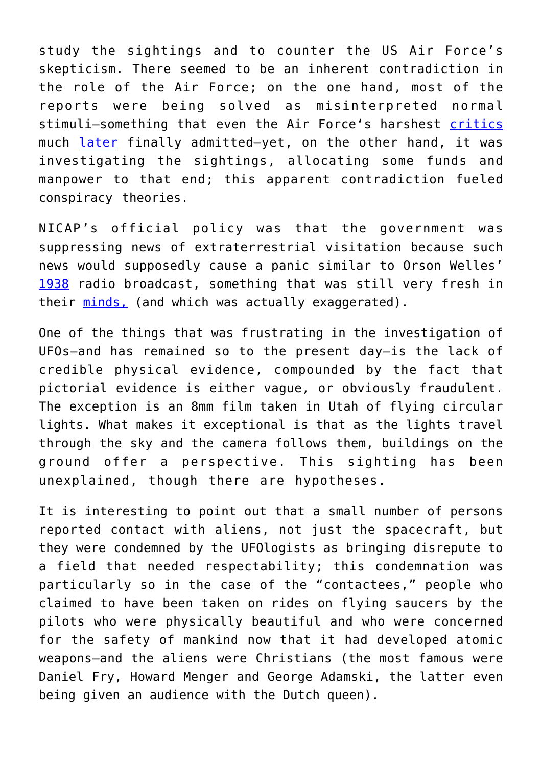study the sightings and to counter the US Air Force's skepticism. There seemed to be an inherent contradiction in the role of the Air Force; on the one hand, most of the reports were being solved as misinterpreted normal stimuli—something that even the Air Force's harshest critics much later finally admitted—yet, on the other hand, it was investigating the sightings, allocating some funds and manpower to that end; this apparent contradiction fueled conspiracy theories.

NICAP's official policy was that the government was suppressing news of extraterrestrial visitation because such news would supposedly cause a panic similar to Orson Welles' 1938 radio broadcast, something that was still very fresh in their minds, (and which was actually exaggerated).

One of the things that was frustrating in the investigation of UFOs—and has remained so to the present day—is the lack of credible physical evidence, compounded by the fact that pictorial evidence is either vague, or obviously fraudulent. The exception is an 8mm film taken in Utah of flying circular lights. What makes it exceptional is that as the lights travel through the sky and the camera follows them, buildings on the ground offer a perspective. This sighting has been unexplained, though there are hypotheses.

It is interesting to point out that a small number of persons reported contact with aliens, not just the spacecraft, but they were condemned by the UFOlogists as bringing disrepute to a field that needed respectability; this condemnation was particularly so in the case of the "contactees," people who claimed to have been taken on rides on flying saucers by the pilots who were physically beautiful and who were concerned for the safety of mankind now that it had developed atomic weapons—and the aliens were Christians (the most famous were Daniel Fry, Howard Menger and George Adamski, the latter even being given an audience with the Dutch queen).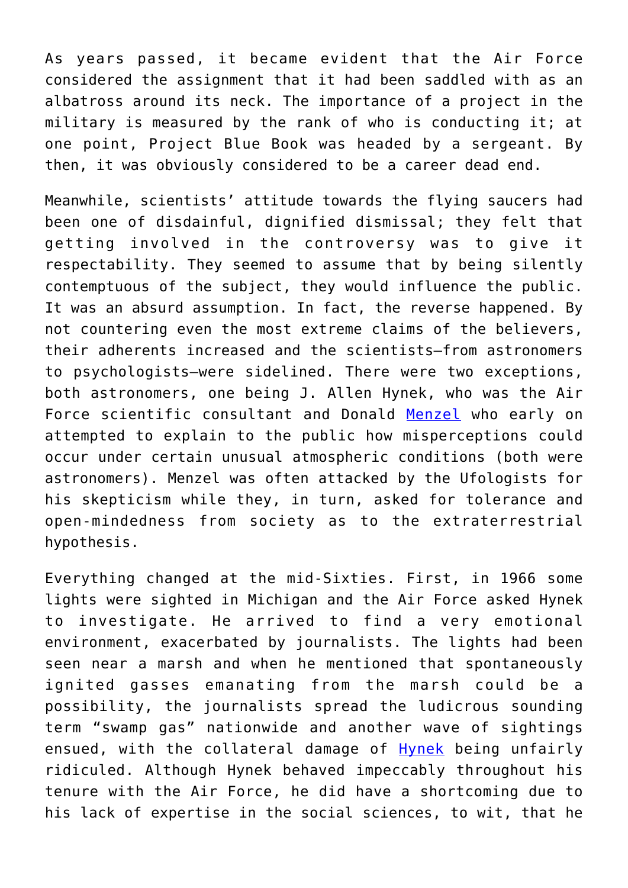As years passed, it became evident that the Air Force considered the assignment that it had been saddled with as an albatross around its neck. The importance of a project in the military is measured by the rank of who is conducting it; at one point, Project Blue Book was headed by a sergeant. By then, it was obviously considered to be a career dead end.

Meanwhile, scientists' attitude towards the flying saucers had been one of disdainful, dignified dismissal; they felt that getting involved in the controversy was to give it respectability. They seemed to assume that by being silently contemptuous of the subject, they would influence the public. It was an absurd assumption. In fact, the reverse happened. By not countering even the most extreme claims of the believers, their adherents increased and the scientists—from astronomers to psychologists—were sidelined. There were two exceptions, both astronomers, one being J. Allen Hynek, who was the Air Force scientific consultant and Donald [Menzel] who early on attempted to explain to the public how misperceptions could occur under certain unusual atmospheric conditions (both were astronomers). Menzel was often attacked by the Ufologists for his skepticism while they, in turn, asked for tolerance and open-mindedness from society as to the extraterrestrial hypothesis.

Everything changed at the mid-Sixties. First, in 1966 some lights were sighted in Michigan and the Air Force asked Hynek to investigate. He arrived to find a very emotional environment, exacerbated by journalists. The lights had been seen near a marsh and when he mentioned that spontaneously ignited gasses emanating from the marsh could be a possibility, the journalists spread the ludicrous sounding term "swamp gas" nationwide and another wave of sightings ensued, with the collateral damage of [Hynek] being unfairly ridiculed. Although Hynek behaved impeccably throughout his tenure with the Air Force, he did have a shortcoming due to his lack of expertise in the social sciences, to wit, that he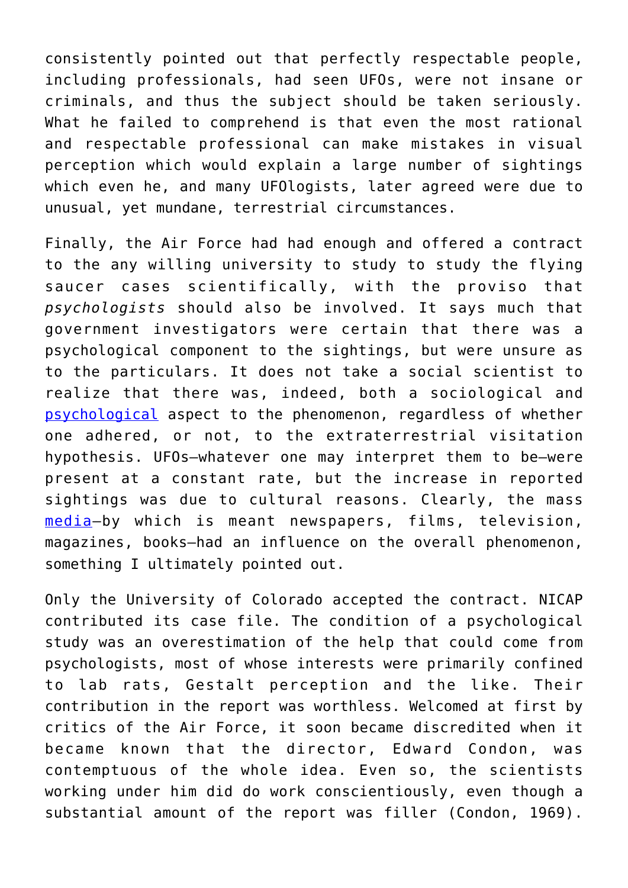consistently pointed out that perfectly respectable people, including professionals, had seen UFOs, were not insane or criminals, and thus the subject should be taken seriously. What he failed to comprehend is that even the most rational and respectable professional can make mistakes in visual perception which would explain a large number of sightings which even he, and many UFOlogists, later agreed were due to unusual, yet mundane, terrestrial circumstances.

Finally, the Air Force had had enough and offered a contract to the any willing university to study to study the flying saucer cases scientifically, with the proviso that *psychologists* should also be involved. It says much that government investigators were certain that there was a psychological component to the sightings, but were unsure as to the particulars. It does not take a social scientist to realize that there was, indeed, both a sociological and psychological aspect to the phenomenon, regardless of whether one adhered, or not, to the extraterrestrial visitation hypothesis. UFOs—whatever one may interpret them to be—were present at a constant rate, but the increase in reported sightings was due to cultural reasons. Clearly, the mass media—by which is meant newspapers, films, television, magazines, books—had an influence on the overall phenomenon, something I ultimately pointed out.

Only the University of Colorado accepted the contract. NICAP contributed its case file. The condition of a psychological study was an overestimation of the help that could come from psychologists, most of whose interests were primarily confined to lab rats, Gestalt perception and the like. Their contribution in the report was worthless. Welcomed at first by critics of the Air Force, it soon became discredited when it became known that the director, Edward Condon, was contemptuous of the whole idea. Even so, the scientists working under him did do work conscientiously, even though a substantial amount of the report was filler (Condon, 1969).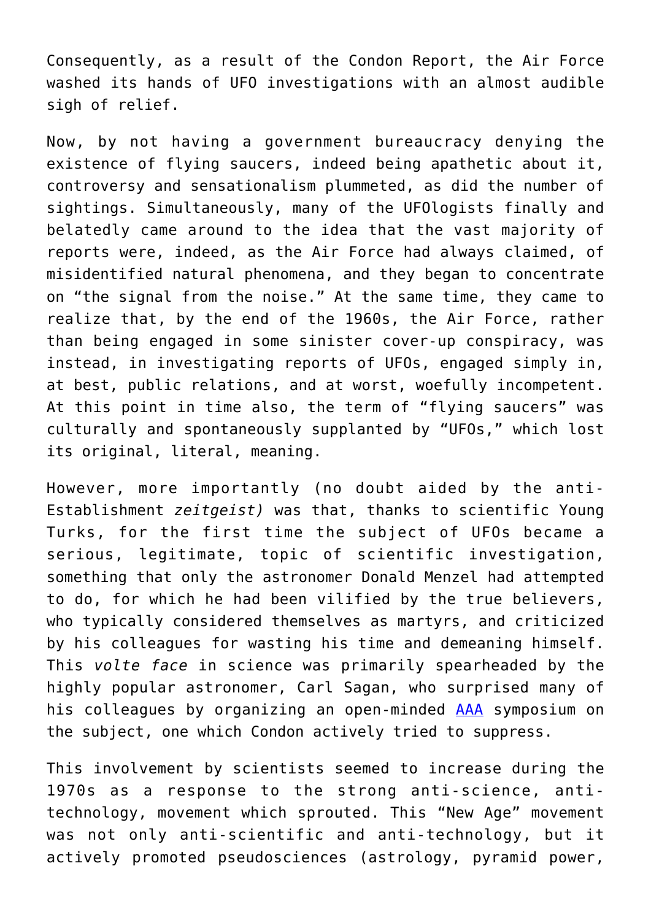Consequently, as a result of the Condon Report, the Air Force washed its hands of UFO investigations with an almost audible sigh of relief.

Now, by not having a government bureaucracy denying the existence of flying saucers, indeed being apathetic about it, controversy and sensationalism plummeted, as did the number of sightings. Simultaneously, many of the UFOlogists finally and belatedly came around to the idea that the vast majority of reports were, indeed, as the Air Force had always claimed, of misidentified natural phenomena, and they began to concentrate on "the signal from the noise." At the same time, they came to realize that, by the end of the 1960s, the Air Force, rather than being engaged in some sinister cover-up conspiracy, was instead, in investigating reports of UFOs, engaged simply in, at best, public relations, and at worst, woefully incompetent. At this point in time also, the term of "flying saucers" was culturally and spontaneously supplanted by "UFOs," which lost its original, literal, meaning.

However, more importantly (no doubt aided by the anti-Establishment *zeitgeist)* was that, thanks to scientific Young Turks, for the first time the subject of UFOs became a serious, legitimate, topic of scientific investigation, something that only the astronomer Donald Menzel had attempted to do, for which he had been vilified by the true believers, who typically considered themselves as martyrs, and criticized by his colleagues for wasting his time and demeaning himself. This *volte face* in science was primarily spearheaded by the highly popular astronomer, Carl Sagan, who surprised many of his colleagues by organizing an open-minded AAA symposium on the subject, one which Condon actively tried to suppress.

This involvement by scientists seemed to increase during the 1970s as a response to the strong anti-science, anti-technology, movement which sprouted. This "New Age" movement was not only anti-scientific and anti-technology, but it actively promoted pseudosciences (astrology, pyramid power,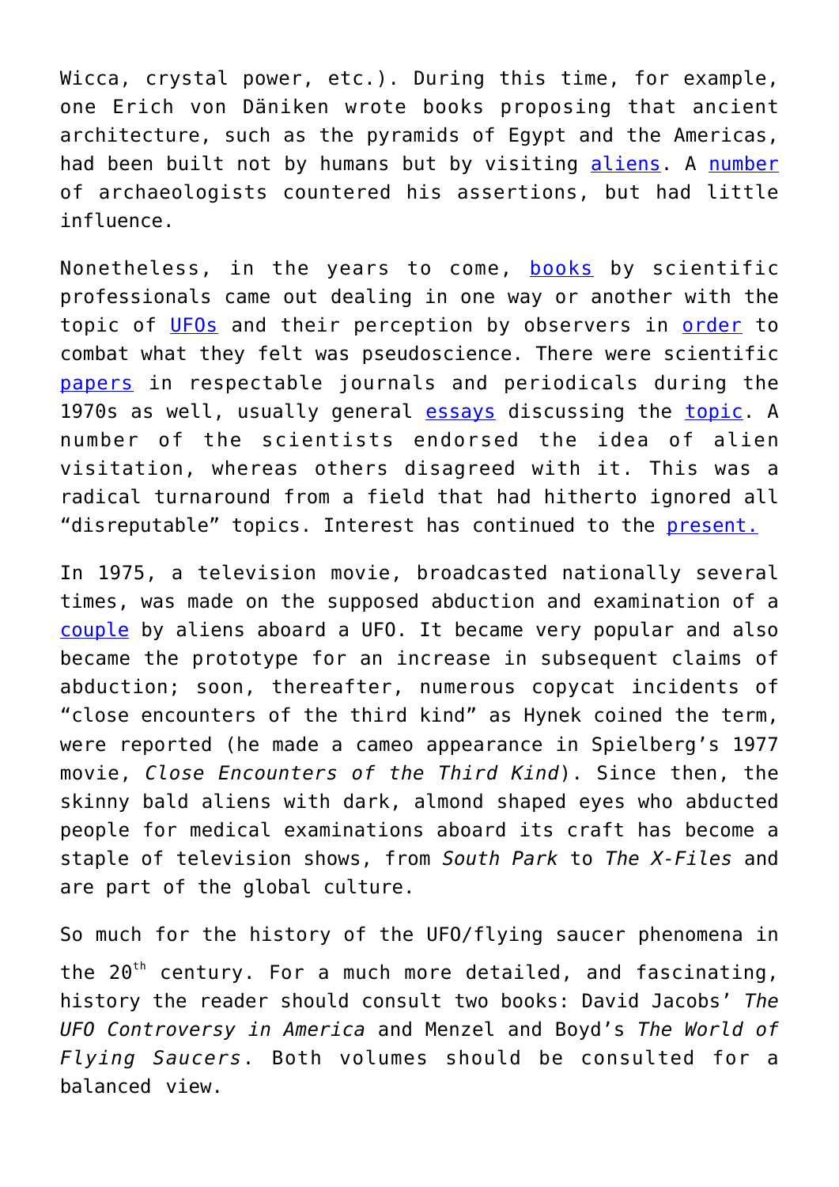Wicca, crystal power, etc.). During this time, for example, one Erich von Däniken wrote books proposing that ancient architecture, such as the pyramids of Egypt and the Americas, had been built not by humans but by visiting aliens. A number of archaeologists countered his assertions, but had little influence.

Nonetheless, in the years to come, books by scientific professionals came out dealing in one way or another with the topic of UFOs and their perception by observers in order to combat what they felt was pseudoscience. There were scientific papers in respectable journals and periodicals during the 1970s as well, usually general essays discussing the topic. A number of the scientists endorsed the idea of alien visitation, whereas others disagreed with it. This was a radical turnaround from a field that had hitherto ignored all "disreputable" topics. Interest has continued to the present.

In 1975, a television movie, broadcasted nationally several times, was made on the supposed abduction and examination of a couple by aliens aboard a UFO. It became very popular and also became the prototype for an increase in subsequent claims of abduction; soon, thereafter, numerous copycat incidents of "close encounters of the third kind" as Hynek coined the term, were reported (he made a cameo appearance in Spielberg's 1977 movie, *Close Encounters of the Third Kind*). Since then, the skinny bald aliens with dark, almond shaped eyes who abducted people for medical examinations aboard its craft has become a staple of television shows, from *South Park* to *The X-Files* and are part of the global culture.

So much for the history of the UFO/flying saucer phenomena in the 20th century. For a much more detailed, and fascinating, history the reader should consult two books: David Jacobs' *The UFO Controversy in America* and Menzel and Boyd's *The World of Flying Saucers*. Both volumes should be consulted for a balanced view.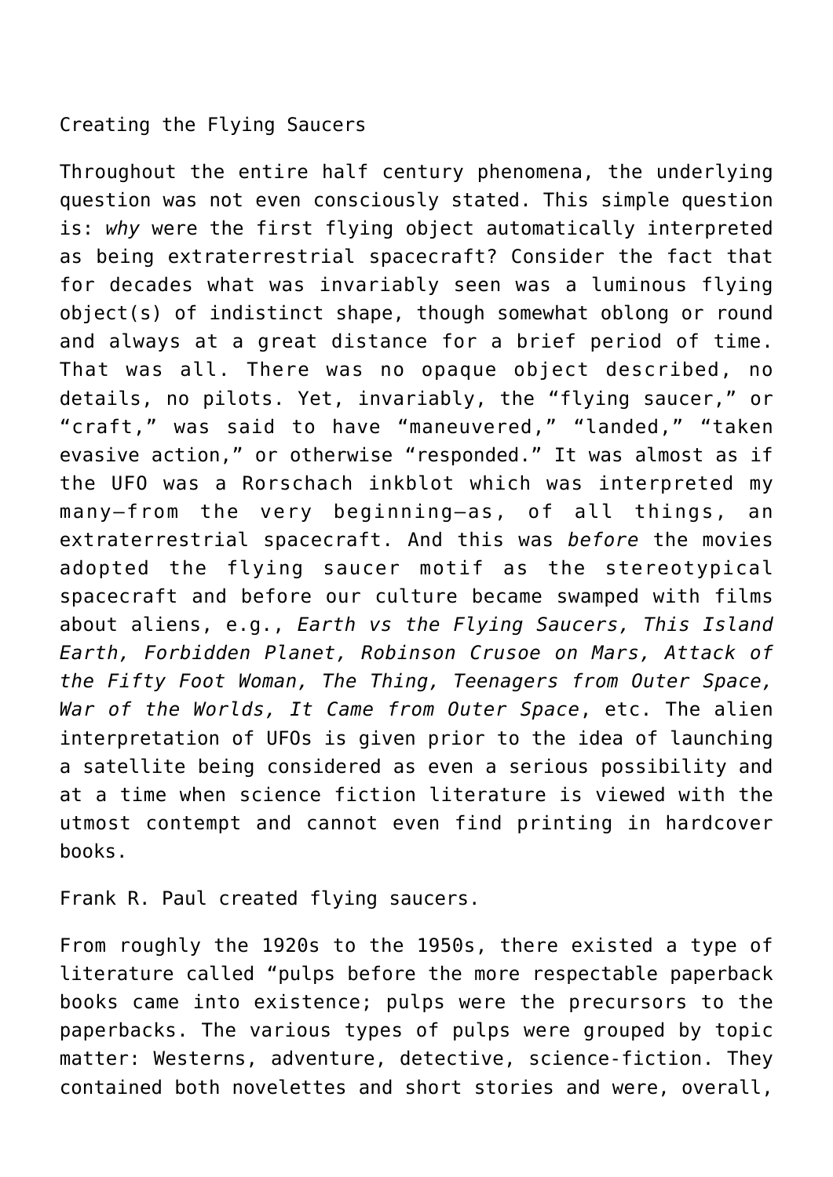Creating the Flying Saucers

Throughout the entire half century phenomena, the underlying question was not even consciously stated. This simple question is: *why* were the first flying object automatically interpreted as being extraterrestrial spacecraft? Consider the fact that for decades what was invariably seen was a luminous flying object(s) of indistinct shape, though somewhat oblong or round and always at a great distance for a brief period of time. That was all. There was no opaque object described, no details, no pilots. Yet, invariably, the "flying saucer," or "craft," was said to have "maneuvered," "landed," "taken evasive action," or otherwise "responded." It was almost as if the UFO was a Rorschach inkblot which was interpreted my many—from the very beginning—as, of all things, an extraterrestrial spacecraft. And this was *before* the movies adopted the flying saucer motif as the stereotypical spacecraft and before our culture became swamped with films about aliens, e.g., *Earth vs the Flying Saucers, This Island Earth, Forbidden Planet, Robinson Crusoe on Mars, Attack of the Fifty Foot Woman, The Thing, Teenagers from Outer Space, War of the Worlds, It Came from Outer Space*, etc. The alien interpretation of UFOs is given prior to the idea of launching a satellite being considered as even a serious possibility and at a time when science fiction literature is viewed with the utmost contempt and cannot even find printing in hardcover books.

Frank R. Paul created flying saucers.

From roughly the 1920s to the 1950s, there existed a type of literature called "pulps before the more respectable paperback books came into existence; pulps were the precursors to the paperbacks. The various types of pulps were grouped by topic matter: Westerns, adventure, detective, science-fiction. They contained both novelettes and short stories and were, overall,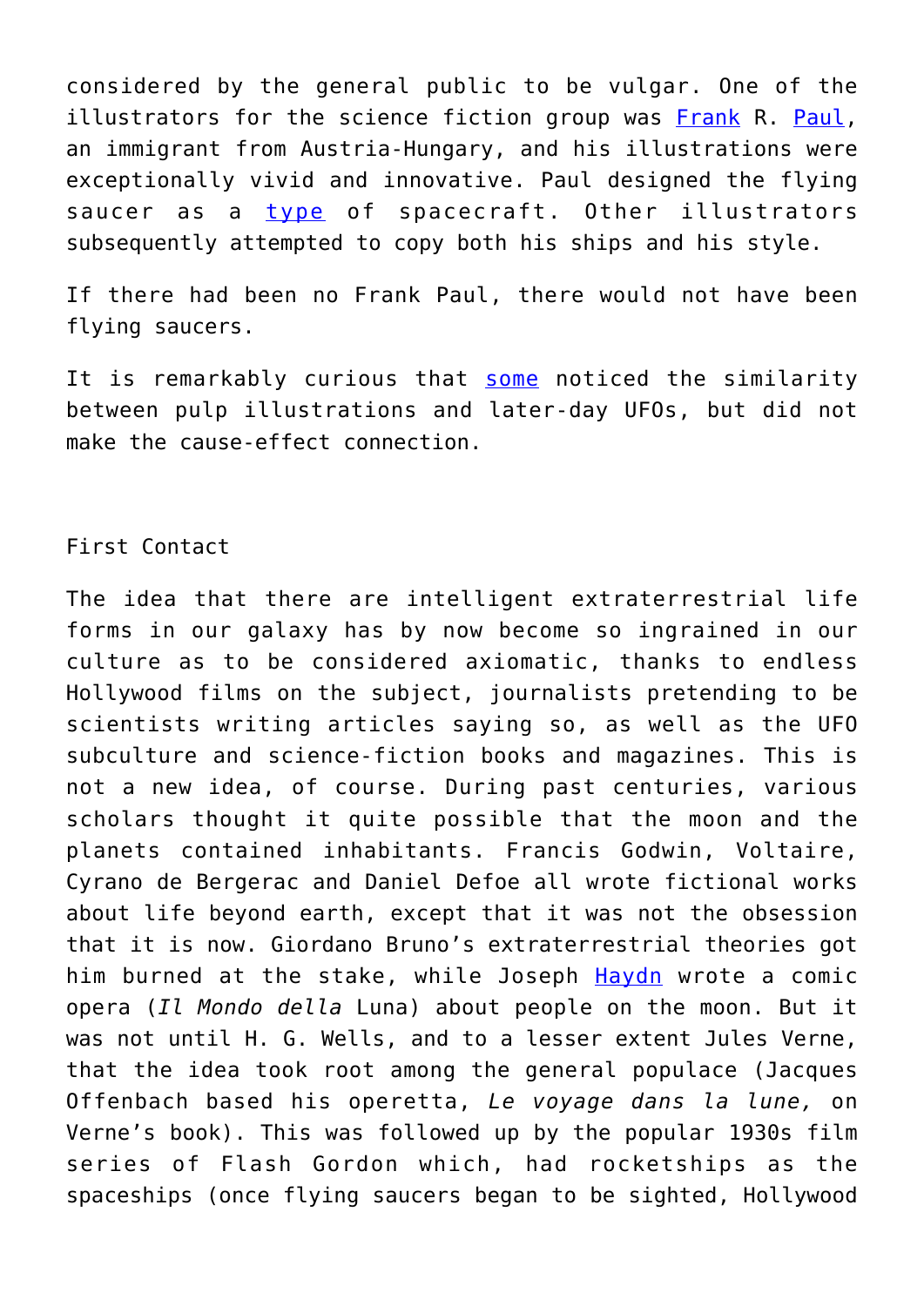considered by the general public to be vulgar. One of the illustrators for the science fiction group was Frank R. Paul, an immigrant from Austria-Hungary, and his illustrations were exceptionally vivid and innovative. Paul designed the flying saucer as a type of spacecraft. Other illustrators subsequently attempted to copy both his ships and his style.

If there had been no Frank Paul, there would not have been flying saucers.

It is remarkably curious that some noticed the similarity between pulp illustrations and later-day UFOs, but did not make the cause-effect connection.

## First Contact

The idea that there are intelligent extraterrestrial life forms in our galaxy has by now become so ingrained in our culture as to be considered axiomatic, thanks to endless Hollywood films on the subject, journalists pretending to be scientists writing articles saying so, as well as the UFO subculture and science-fiction books and magazines. This is not a new idea, of course. During past centuries, various scholars thought it quite possible that the moon and the planets contained inhabitants. Francis Godwin, Voltaire, Cyrano de Bergerac and Daniel Defoe all wrote fictional works about life beyond earth, except that it was not the obsession that it is now. Giordano Bruno's extraterrestrial theories got him burned at the stake, while Joseph Haydn wrote a comic opera (*Il Mondo della* Luna) about people on the moon. But it was not until H. G. Wells, and to a lesser extent Jules Verne, that the idea took root among the general populace (Jacques Offenbach based his operetta, *Le voyage dans la lune,* on Verne's book). This was followed up by the popular 1930s film series of Flash Gordon which, had rocketships as the spaceships (once flying saucers began to be sighted, Hollywood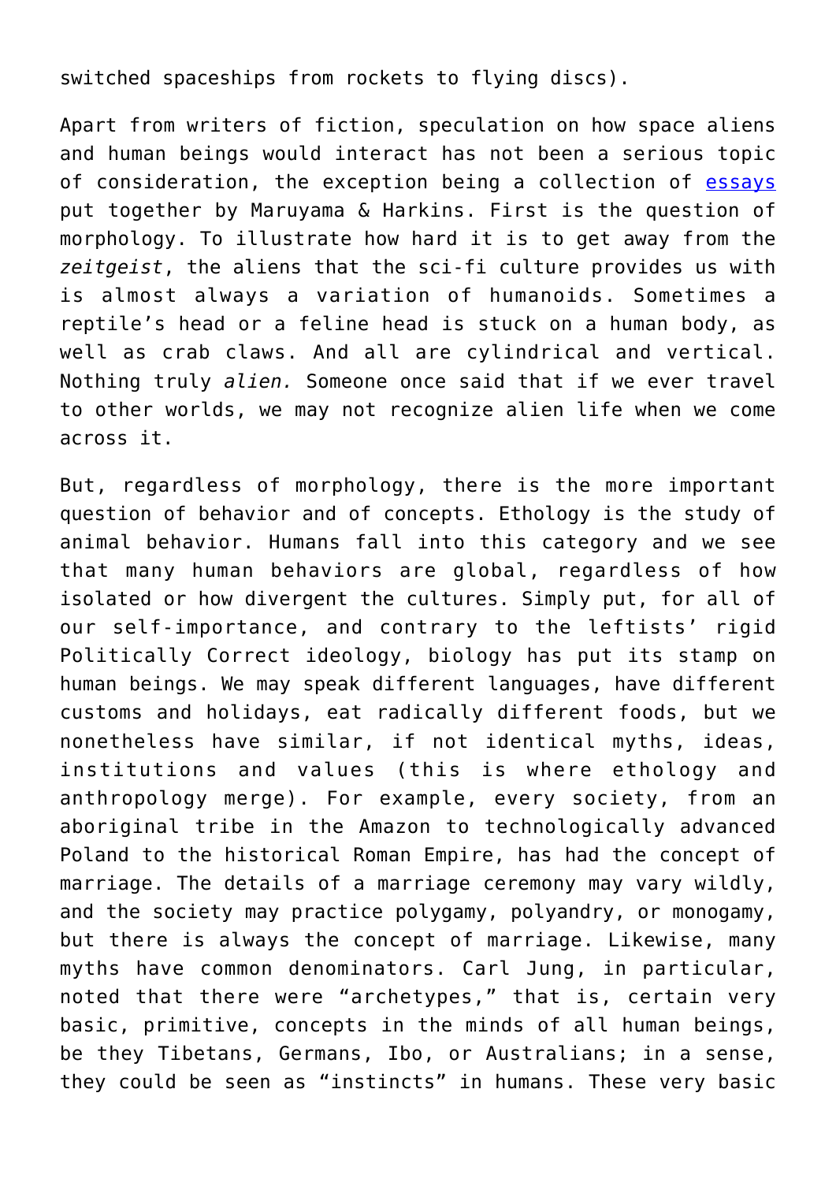switched spaceships from rockets to flying discs).

Apart from writers of fiction, speculation on how space aliens and human beings would interact has not been a serious topic of consideration, the exception being a collection of essays put together by Maruyama & Harkins. First is the question of morphology. To illustrate how hard it is to get away from the *zeitgeist*, the aliens that the sci-fi culture provides us with is almost always a variation of humanoids. Sometimes a reptile's head or a feline head is stuck on a human body, as well as crab claws. And all are cylindrical and vertical. Nothing truly *alien.* Someone once said that if we ever travel to other worlds, we may not recognize alien life when we come across it.

But, regardless of morphology, there is the more important question of behavior and of concepts. Ethology is the study of animal behavior. Humans fall into this category and we see that many human behaviors are global, regardless of how isolated or how divergent the cultures. Simply put, for all of our self-importance, and contrary to the leftists' rigid Politically Correct ideology, biology has put its stamp on human beings. We may speak different languages, have different customs and holidays, eat radically different foods, but we nonetheless have similar, if not identical myths, ideas, institutions and values (this is where ethology and anthropology merge). For example, every society, from an aboriginal tribe in the Amazon to technologically advanced Poland to the historical Roman Empire, has had the concept of marriage. The details of a marriage ceremony may vary wildly, and the society may practice polygamy, polyandry, or monogamy, but there is always the concept of marriage. Likewise, many myths have common denominators. Carl Jung, in particular, noted that there were "archetypes," that is, certain very basic, primitive, concepts in the minds of all human beings, be they Tibetans, Germans, Ibo, or Australians; in a sense, they could be seen as "instincts" in humans. These very basic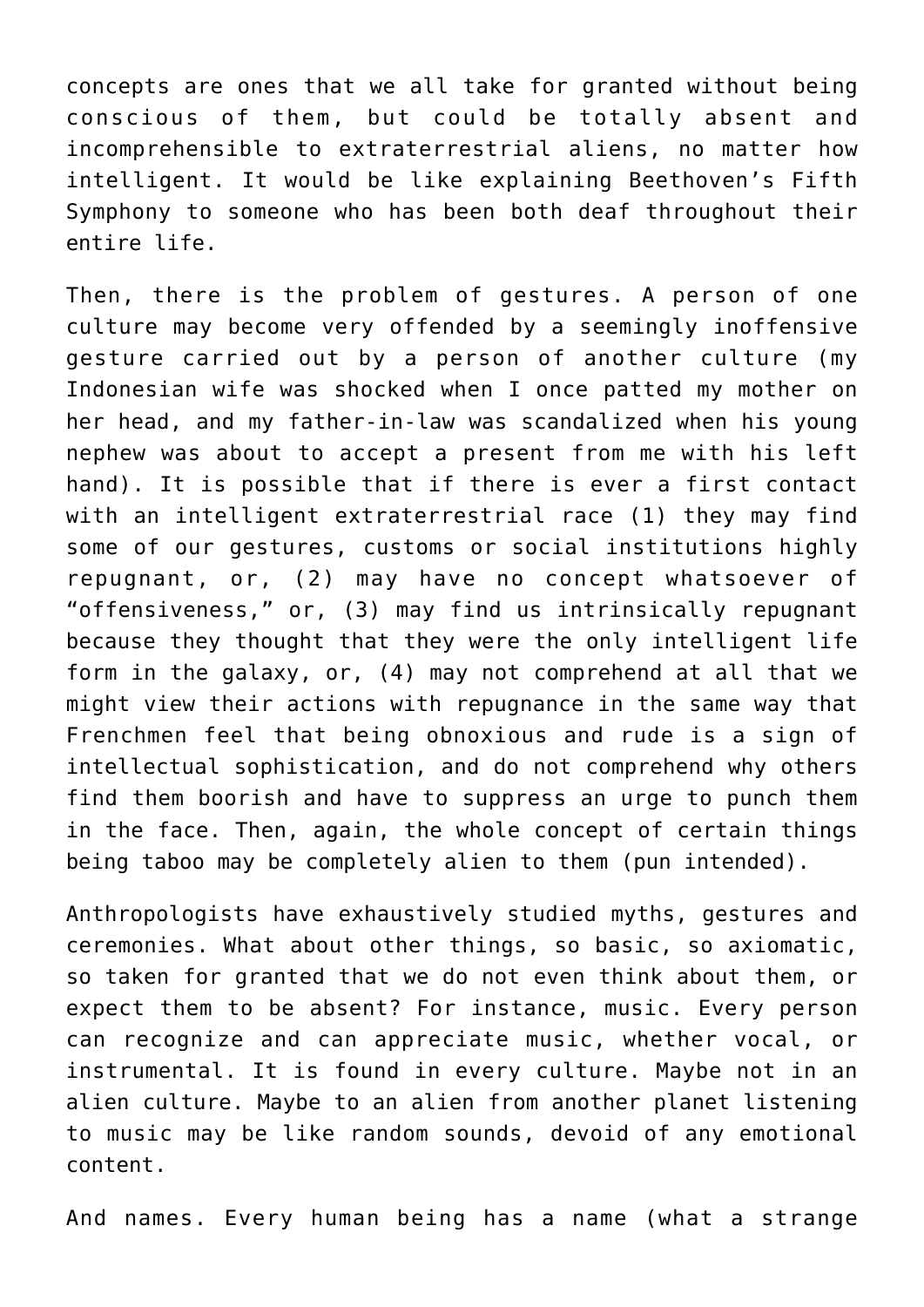concepts are ones that we all take for granted without being conscious of them, but could be totally absent and incomprehensible to extraterrestrial aliens, no matter how intelligent. It would be like explaining Beethoven's Fifth Symphony to someone who has been both deaf throughout their entire life.

Then, there is the problem of gestures. A person of one culture may become very offended by a seemingly inoffensive gesture carried out by a person of another culture (my Indonesian wife was shocked when I once patted my mother on her head, and my father-in-law was scandalized when his young nephew was about to accept a present from me with his left hand). It is possible that if there is ever a first contact with an intelligent extraterrestrial race (1) they may find some of our gestures, customs or social institutions highly repugnant, or, (2) may have no concept whatsoever of "offensiveness," or, (3) may find us intrinsically repugnant because they thought that they were the only intelligent life form in the galaxy, or, (4) may not comprehend at all that we might view their actions with repugnance in the same way that Frenchmen feel that being obnoxious and rude is a sign of intellectual sophistication, and do not comprehend why others find them boorish and have to suppress an urge to punch them in the face. Then, again, the whole concept of certain things being taboo may be completely alien to them (pun intended).

Anthropologists have exhaustively studied myths, gestures and ceremonies. What about other things, so basic, so axiomatic, so taken for granted that we do not even think about them, or expect them to be absent? For instance, music. Every person can recognize and can appreciate music, whether vocal, or instrumental. It is found in every culture. Maybe not in an alien culture. Maybe to an alien from another planet listening to music may be like random sounds, devoid of any emotional content.

And names. Every human being has a name (what a strange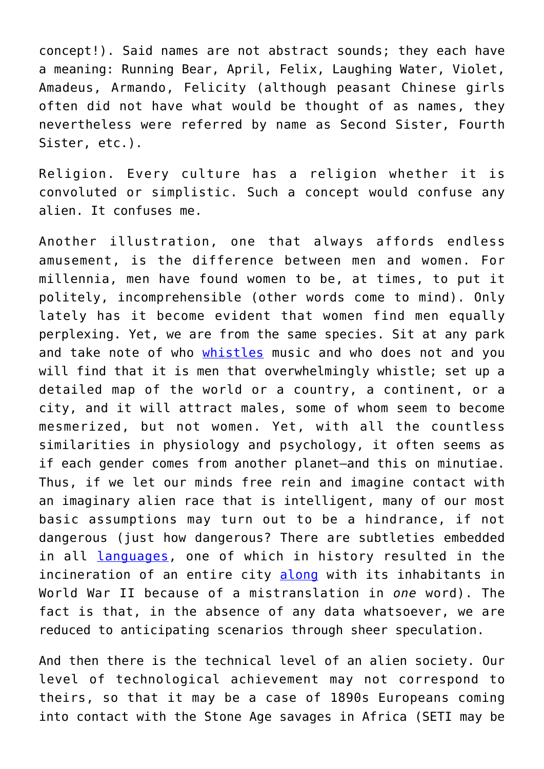concept!). Said names are not abstract sounds; they each have a meaning: Running Bear, April, Felix, Laughing Water, Violet, Amadeus, Armando, Felicity (although peasant Chinese girls often did not have what would be thought of as names, they nevertheless were referred by name as Second Sister, Fourth Sister, etc.).

Religion. Every culture has a religion whether it is convoluted or simplistic. Such a concept would confuse any alien. It confuses me.

Another illustration, one that always affords endless amusement, is the difference between men and women. For millennia, men have found women to be, at times, to put it politely, incomprehensible (other words come to mind). Only lately has it become evident that women find men equally perplexing. Yet, we are from the same species. Sit at any park and take note of who whistles music and who does not and you will find that it is men that overwhelmingly whistle; set up a detailed map of the world or a country, a continent, or a city, and it will attract males, some of whom seem to become mesmerized, but not women. Yet, with all the countless similarities in physiology and psychology, it often seems as if each gender comes from another planet—and this on minutiae. Thus, if we let our minds free rein and imagine contact with an imaginary alien race that is intelligent, many of our most basic assumptions may turn out to be a hindrance, if not dangerous (just how dangerous? There are subtleties embedded in all languages, one of which in history resulted in the incineration of an entire city along with its inhabitants in World War II because of a mistranslation in *one* word). The fact is that, in the absence of any data whatsoever, we are reduced to anticipating scenarios through sheer speculation.

And then there is the technical level of an alien society. Our level of technological achievement may not correspond to theirs, so that it may be a case of 1890s Europeans coming into contact with the Stone Age savages in Africa (SETI may be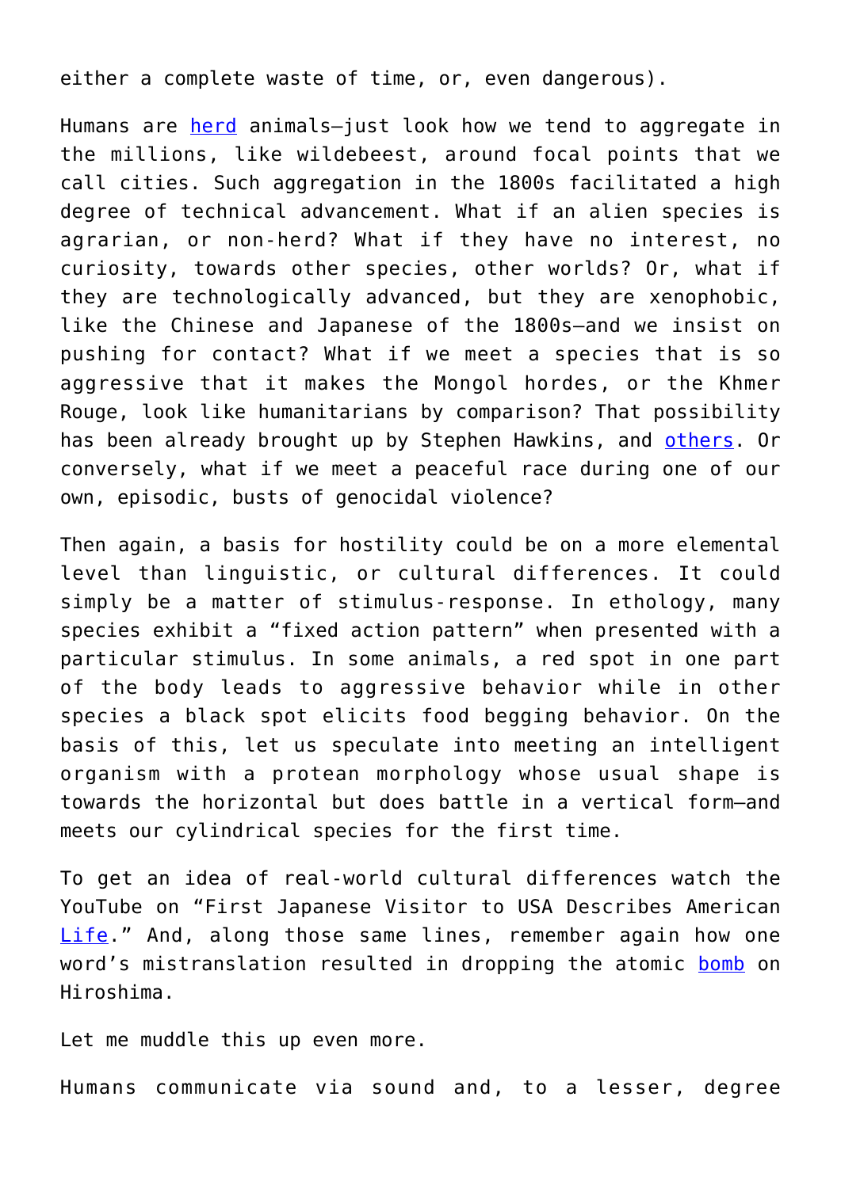either a complete waste of time, or, even dangerous).

Humans are [herd] animals—just look how we tend to aggregate in the millions, like wildebeest, around focal points that we call cities. Such aggregation in the 1800s facilitated a high degree of technical advancement. What if an alien species is agrarian, or non-herd? What if they have no interest, no curiosity, towards other species, other worlds? Or, what if they are technologically advanced, but they are xenophobic, like the Chinese and Japanese of the 1800s—and we insist on pushing for contact? What if we meet a species that is so aggressive that it makes the Mongol hordes, or the Khmer Rouge, look like humanitarians by comparison? That possibility has been already brought up by Stephen Hawkins, and [others]. Or conversely, what if we meet a peaceful race during one of our own, episodic, busts of genocidal violence?

Then again, a basis for hostility could be on a more elemental level than linguistic, or cultural differences. It could simply be a matter of stimulus-response. In ethology, many species exhibit a "fixed action pattern" when presented with a particular stimulus. In some animals, a red spot in one part of the body leads to aggressive behavior while in other species a black spot elicits food begging behavior. On the basis of this, let us speculate into meeting an intelligent organism with a protean morphology whose usual shape is towards the horizontal but does battle in a vertical form—and meets our cylindrical species for the first time.

To get an idea of real-world cultural differences watch the YouTube on "First Japanese Visitor to USA Describes American [Life]." And, along those same lines, remember again how one word's mistranslation resulted in dropping the atomic [bomb] on Hiroshima.

Let me muddle this up even more.

Humans communicate via sound and, to a lesser, degree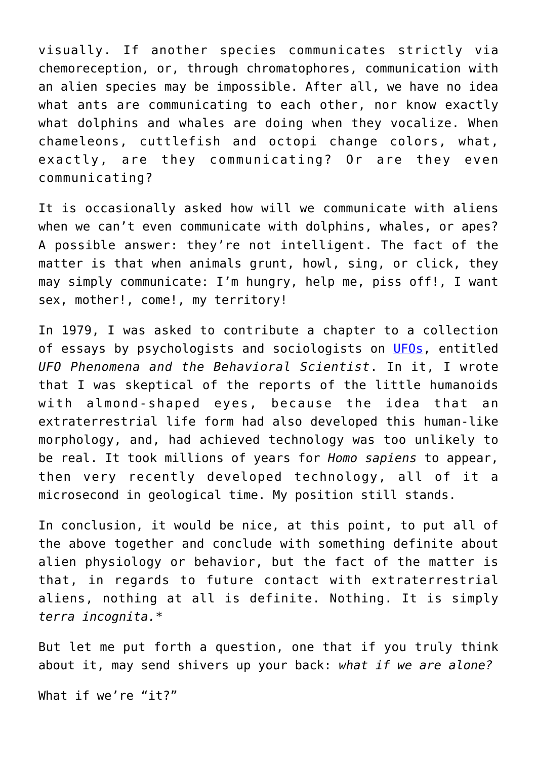visually. If another species communicates strictly via chemoreception, or, through chromatophores, communication with an alien species may be impossible. After all, we have no idea what ants are communicating to each other, nor know exactly what dolphins and whales are doing when they vocalize. When chameleons, cuttlefish and octopi change colors, what, exactly, are they communicating? Or are they even communicating?

It is occasionally asked how will we communicate with aliens when we can't even communicate with dolphins, whales, or apes? A possible answer: they're not intelligent. The fact of the matter is that when animals grunt, howl, sing, or click, they may simply communicate: I'm hungry, help me, piss off!, I want sex, mother!, come!, my territory!

In 1979, I was asked to contribute a chapter to a collection of essays by psychologists and sociologists on [UFOs](), entitled *UFO Phenomena and the Behavioral Scientist*. In it, I wrote that I was skeptical of the reports of the little humanoids with almond-shaped eyes, because the idea that an extraterrestrial life form had also developed this human-like morphology, and, had achieved technology was too unlikely to be real. It took millions of years for *Homo sapiens* to appear, then very recently developed technology, all of it a microsecond in geological time. My position still stands.

In conclusion, it would be nice, at this point, to put all of the above together and conclude with something definite about alien physiology or behavior, but the fact of the matter is that, in regards to future contact with extraterrestrial aliens, nothing at all is definite. Nothing. It is simply *terra incognita.**

But let me put forth a question, one that if you truly think about it, may send shivers up your back: *what if we are alone?*

What if we're "it?"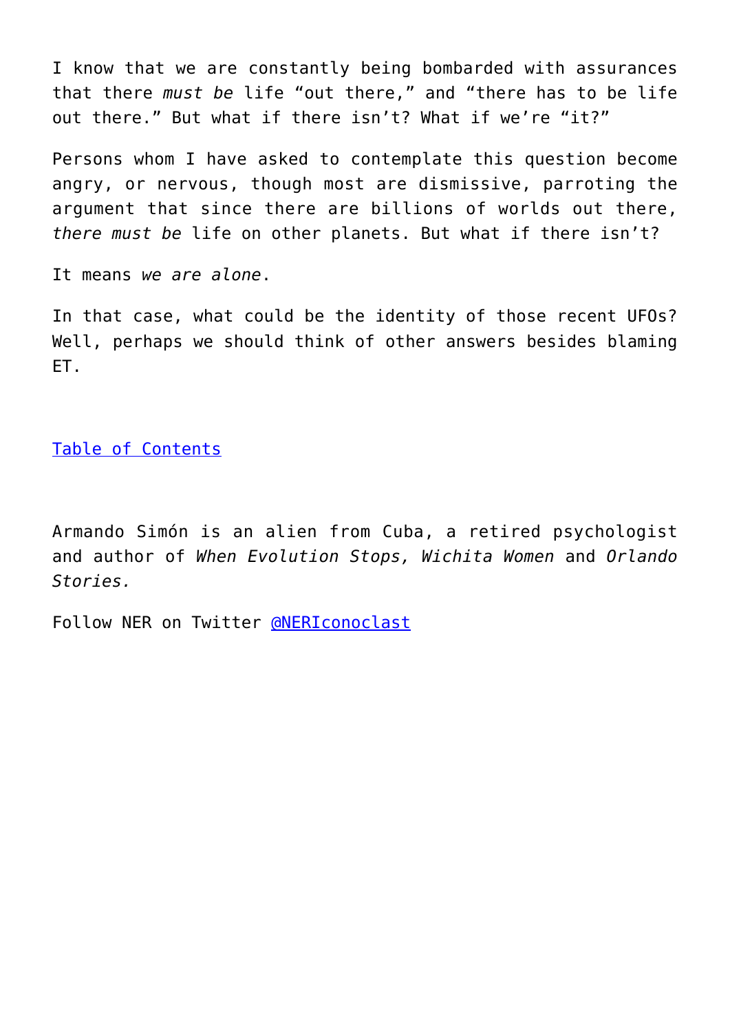I know that we are constantly being bombarded with assurances that there *must be* life "out there," and "there has to be life out there." But what if there isn't? What if we're "it?"

Persons whom I have asked to contemplate this question become angry, or nervous, though most are dismissive, parroting the argument that since there are billions of worlds out there, *there must be* life on other planets. But what if there isn't?

It means *we are alone*.

In that case, what could be the identity of those recent UFOs? Well, perhaps we should think of other answers besides blaming ET.

Table of Contents

Armando Simón is an alien from Cuba, a retired psychologist and author of *When Evolution Stops, Wichita Women* and *Orlando Stories.*

Follow NER on Twitter @NERIconoclast